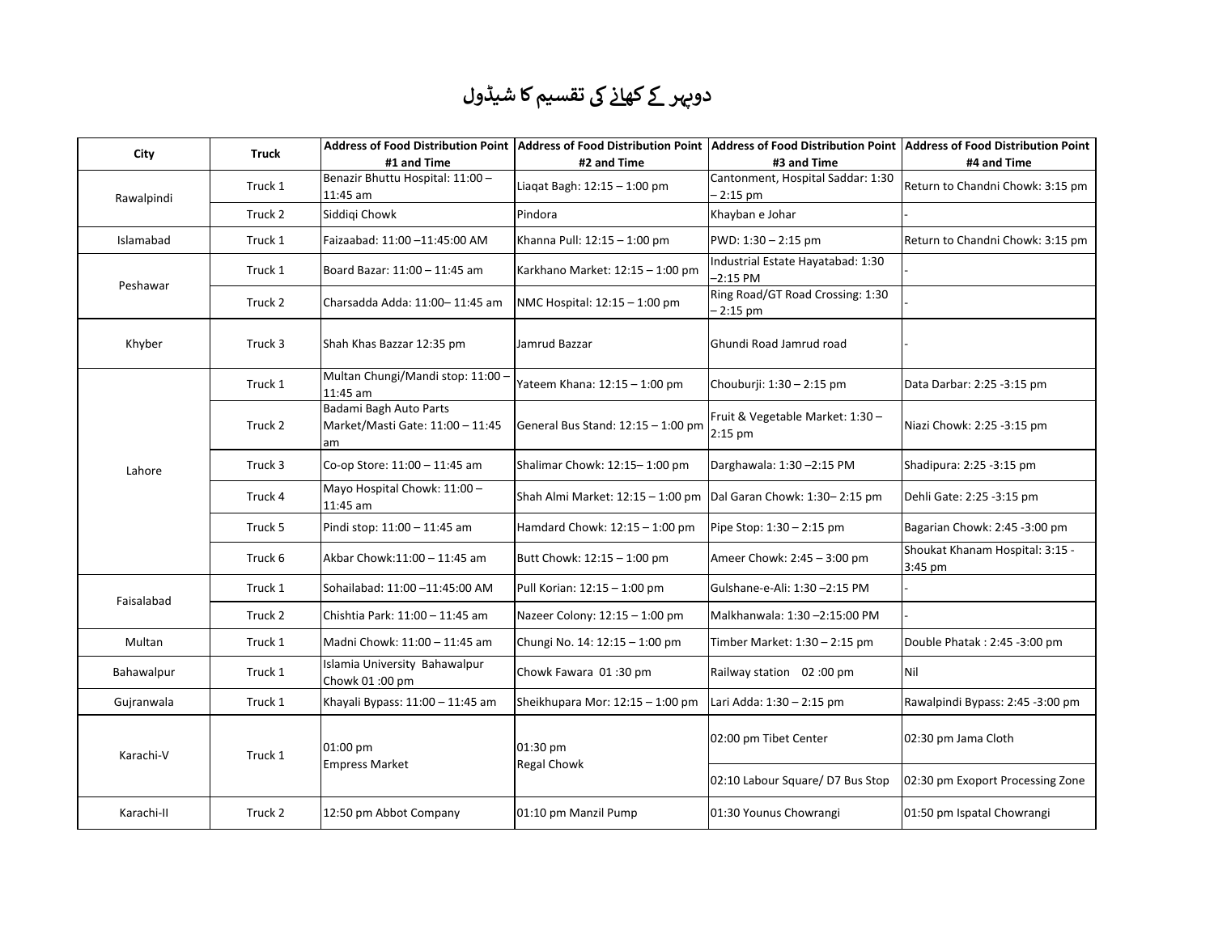# دوپہر کے کھانے کی تقسیم کا شیڈول

| City | Truck | Address of Food Distribution Point #1 and Time | Address of Food Distribution Point #2 and Time | Address of Food Distribution Point #3 and Time | Address of Food Distribution Point #4 and Time |
|---|---|---|---|---|---|
| Rawalpindi | Truck 1 | Benazir Bhuttu Hospital: 11:00 – 11:45 am | Liaqat Bagh: 12:15 – 1:00 pm | Cantonment, Hospital Saddar: 1:30 – 2:15 pm | Return to Chandni Chowk: 3:15 pm |
| | Truck 2 | Siddiqi Chowk | Pindora | Khayban e Johar | - |
| Islamabad | Truck 1 | Faizaabad: 11:00 –11:45:00 AM | Khanna Pull: 12:15 – 1:00 pm | PWD: 1:30 – 2:15 pm | Return to Chandni Chowk: 3:15 pm |
| Peshawar | Truck 1 | Board Bazar: 11:00 – 11:45 am | Karkhano Market: 12:15 – 1:00 pm | Industrial Estate Hayatabad: 1:30 –2:15 PM | - |
| | Truck 2 | Charsadda Adda: 11:00– 11:45 am | NMC Hospital: 12:15 – 1:00 pm | Ring Road/GT Road Crossing: 1:30 – 2:15 pm | - |
| Khyber | Truck 3 | Shah Khas Bazzar 12:35 pm | Jamrud Bazzar | Ghundi Road Jamrud road | - |
| Lahore | Truck 1 | Multan Chungi/Mandi stop: 11:00 – 11:45 am | Yateem Khana: 12:15 – 1:00 pm | Chouburji: 1:30 – 2:15 pm | Data Darbar: 2:25 -3:15 pm |
| | Truck 2 | Badami Bagh Auto Parts Market/Masti Gate: 11:00 – 11:45 am | General Bus Stand: 12:15 – 1:00 pm | Fruit & Vegetable Market: 1:30 – 2:15 pm | Niazi Chowk: 2:25 -3:15 pm |
| | Truck 3 | Co-op Store: 11:00 – 11:45 am | Shalimar Chowk: 12:15– 1:00 pm | Darghawala: 1:30 –2:15 PM | Shadipura: 2:25 -3:15 pm |
| | Truck 4 | Mayo Hospital Chowk: 11:00 – 11:45 am | Shah Almi Market: 12:15 – 1:00 pm | Dal Garan Chowk: 1:30– 2:15 pm | Dehli Gate: 2:25 -3:15 pm |
| | Truck 5 | Pindi stop: 11:00 – 11:45 am | Hamdard Chowk: 12:15 – 1:00 pm | Pipe Stop: 1:30 – 2:15 pm | Bagarian Chowk: 2:45 -3:00 pm |
| | Truck 6 | Akbar Chowk:11:00 – 11:45 am | Butt Chowk: 12:15 – 1:00 pm | Ameer Chowk: 2:45 – 3:00 pm | Shoukat Khanam Hospital: 3:15 - 3:45 pm |
| Faisalabad | Truck 1 | Sohailabad: 11:00 –11:45:00 AM | Pull Korian: 12:15 – 1:00 pm | Gulshane-e-Ali: 1:30 –2:15 PM | - |
| | Truck 2 | Chishtia Park: 11:00 – 11:45 am | Nazeer Colony: 12:15 – 1:00 pm | Malkhanwala: 1:30 –2:15:00 PM | - |
| Multan | Truck 1 | Madni Chowk: 11:00 – 11:45 am | Chungi No. 14: 12:15 – 1:00 pm | Timber Market: 1:30 – 2:15 pm | Double Phatak : 2:45 -3:00 pm |
| Bahawalpur | Truck 1 | Islamia University Bahawalpur Chowk 01 :00 pm | Chowk Fawara 01 :30 pm | Railway station 02 :00 pm | Nil |
| Gujranwala | Truck 1 | Khayali Bypass: 11:00 – 11:45 am | Sheikhupara Mor: 12:15 – 1:00 pm | Lari Adda: 1:30 – 2:15 pm | Rawalpindi Bypass: 2:45 -3:00 pm |
| Karachi-V | Truck 1 | 01:00 pm Empress Market | 01:30 pm Regal Chowk | 02:00 pm Tibet Center | 02:30 pm Jama Cloth |
| | | | | 02:10 Labour Square/ D7 Bus Stop | 02:30 pm Exoport Processing Zone |
| Karachi-II | Truck 2 | 12:50 pm Abbot Company | 01:10 pm Manzil Pump | 01:30 Younus Chowrangi | 01:50 pm Ispatal Chowrangi |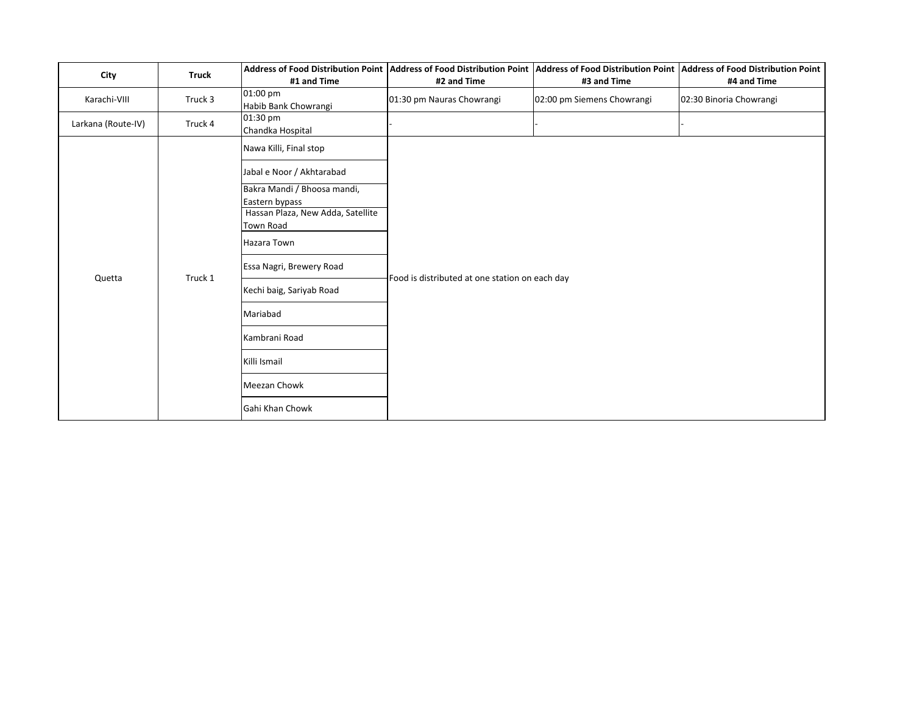| City | Truck | Address of Food Distribution Point #1 and Time | Address of Food Distribution Point #2 and Time | Address of Food Distribution Point #3 and Time | Address of Food Distribution Point #4 and Time |
|---|---|---|---|---|---|
| Karachi-VIII | Truck 3 | 01:00 pm Habib Bank Chowrangi | 01:30 pm Nauras Chowrangi | 02:00 pm Siemens Chowrangi | 02:30 Binoria Chowrangi |
| Larkana (Route-IV) | Truck 4 | 01:30 pm Chandka Hospital | - | - | - |
| Quetta | Truck 1 | Nawa Killi, Final stop | Food is distributed at one station on each day | | |
| | | Jabal e Noor / Akhtarabad | | | |
| | | Bakra Mandi / Bhoosa mandi, Eastern bypass | | | |
| | | Hassan Plaza, New Adda, Satellite Town Road | | | |
| | | Hazara Town | | | |
| | | Essa Nagri, Brewery Road | | | |
| | | Kechi baig, Sariyab Road | | | |
| | | Mariabad | | | |
| | | Kambrani Road | | | |
| | | Killi Ismail | | | |
| | | Meezan Chowk | | | |
| | | Gahi Khan Chowk | | | |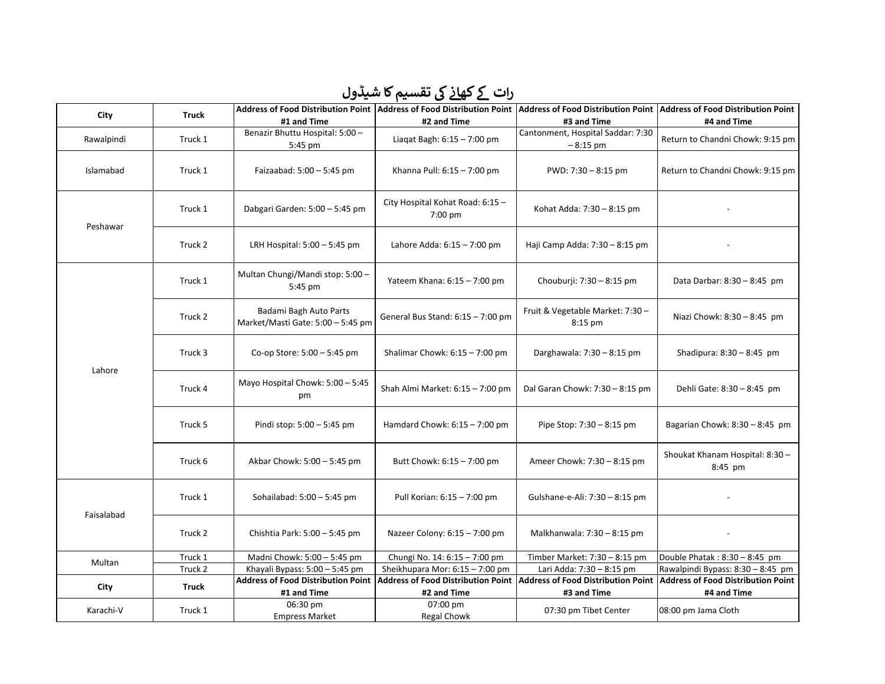# رات کے کھانے کی تقسیم کا شیڈول

| City | Truck | Address of Food Distribution Point #1 and Time | Address of Food Distribution Point #2 and Time | Address of Food Distribution Point #3 and Time | Address of Food Distribution Point #4 and Time |
|---|---|---|---|---|---|
| Rawalpindi | Truck 1 | Benazir Bhuttu Hospital: 5:00 – 5:45 pm | Liaqat Bagh: 6:15 – 7:00 pm | Cantonment, Hospital Saddar: 7:30 – 8:15 pm | Return to Chandni Chowk: 9:15 pm |
| Islamabad | Truck 1 | Faizaabad: 5:00 – 5:45 pm | Khanna Pull: 6:15 – 7:00 pm | PWD: 7:30 – 8:15 pm | Return to Chandni Chowk: 9:15 pm |
| Peshawar | Truck 1 | Dabgari Garden: 5:00 – 5:45 pm | City Hospital Kohat Road: 6:15 – 7:00 pm | Kohat Adda: 7:30 – 8:15 pm | - |
| | Truck 2 | LRH Hospital: 5:00 – 5:45 pm | Lahore Adda: 6:15 – 7:00 pm | Haji Camp Adda: 7:30 – 8:15 pm | - |
| Lahore | Truck 1 | Multan Chungi/Mandi stop: 5:00 – 5:45 pm | Yateem Khana: 6:15 – 7:00 pm | Chouburji: 7:30 – 8:15 pm | Data Darbar: 8:30 – 8:45 pm |
| | Truck 2 | Badami Bagh Auto Parts Market/Masti Gate: 5:00 – 5:45 pm | General Bus Stand: 6:15 – 7:00 pm | Fruit & Vegetable Market: 7:30 – 8:15 pm | Niazi Chowk: 8:30 – 8:45 pm |
| | Truck 3 | Co-op Store: 5:00 – 5:45 pm | Shalimar Chowk: 6:15 – 7:00 pm | Darghawala: 7:30 – 8:15 pm | Shadipura: 8:30 – 8:45 pm |
| | Truck 4 | Mayo Hospital Chowk: 5:00 – 5:45 pm | Shah Almi Market: 6:15 – 7:00 pm | Dal Garan Chowk: 7:30 – 8:15 pm | Dehli Gate: 8:30 – 8:45 pm |
| | Truck 5 | Pindi stop: 5:00 – 5:45 pm | Hamdard Chowk: 6:15 – 7:00 pm | Pipe Stop: 7:30 – 8:15 pm | Bagarian Chowk: 8:30 – 8:45 pm |
| | Truck 6 | Akbar Chowk: 5:00 – 5:45 pm | Butt Chowk: 6:15 – 7:00 pm | Ameer Chowk: 7:30 – 8:15 pm | Shoukat Khanam Hospital: 8:30 – 8:45 pm |
| Faisalabad | Truck 1 | Sohailabad: 5:00 – 5:45 pm | Pull Korian: 6:15 – 7:00 pm | Gulshane-e-Ali: 7:30 – 8:15 pm | - |
| | Truck 2 | Chishtia Park: 5:00 – 5:45 pm | Nazeer Colony: 6:15 – 7:00 pm | Malkhanwala: 7:30 – 8:15 pm | - |
| Multan | Truck 1 | Madni Chowk: 5:00 – 5:45 pm | Chungi No. 14: 6:15 – 7:00 pm | Timber Market: 7:30 – 8:15 pm | Double Phatak : 8:30 – 8:45 pm |
| | Truck 2 | Khayali Bypass: 5:00 – 5:45 pm | Sheikhupara Mor: 6:15 – 7:00 pm | Lari Adda: 7:30 – 8:15 pm | Rawalpindi Bypass: 8:30 – 8:45 pm |
| City | Truck | Address of Food Distribution Point #1 and Time | Address of Food Distribution Point #2 and Time | Address of Food Distribution Point #3 and Time | Address of Food Distribution Point #4 and Time |
| Karachi-V | Truck 1 | 06:30 pm Empress Market | 07:00 pm Regal Chowk | 07:30 pm Tibet Center | 08:00 pm Jama Cloth |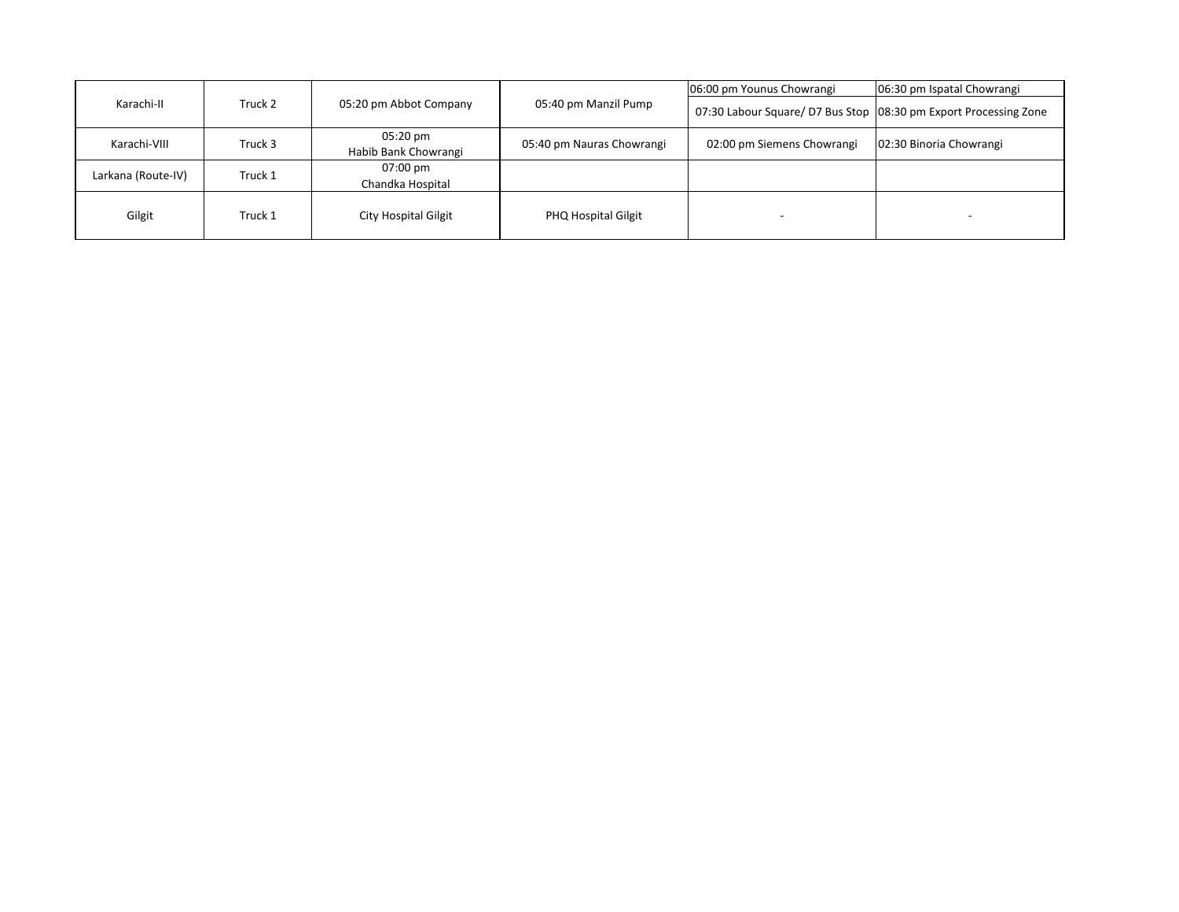| | | | | | |
|---|---|---|---|---|---|
| Karachi-II | Truck 2 | 05:20 pm Abbot Company | 05:40 pm Manzil Pump | 06:00 pm Younus Chowrangi | 06:30 pm Ispatal Chowrangi |
| | | | | 07:30 Labour Square/ D7 Bus Stop | 08:30 pm Export Processing Zone |
| Karachi-VIII | Truck 3 | 05:20 pm Habib Bank Chowrangi | 05:40 pm Nauras Chowrangi | 02:00 pm Siemens Chowrangi | 02:30 Binoria Chowrangi |
| Larkana (Route-IV) | Truck 1 | 07:00 pm Chandka Hospital | | | |
| Gilgit | Truck 1 | City Hospital Gilgit | PHQ Hospital Gilgit | - | - |